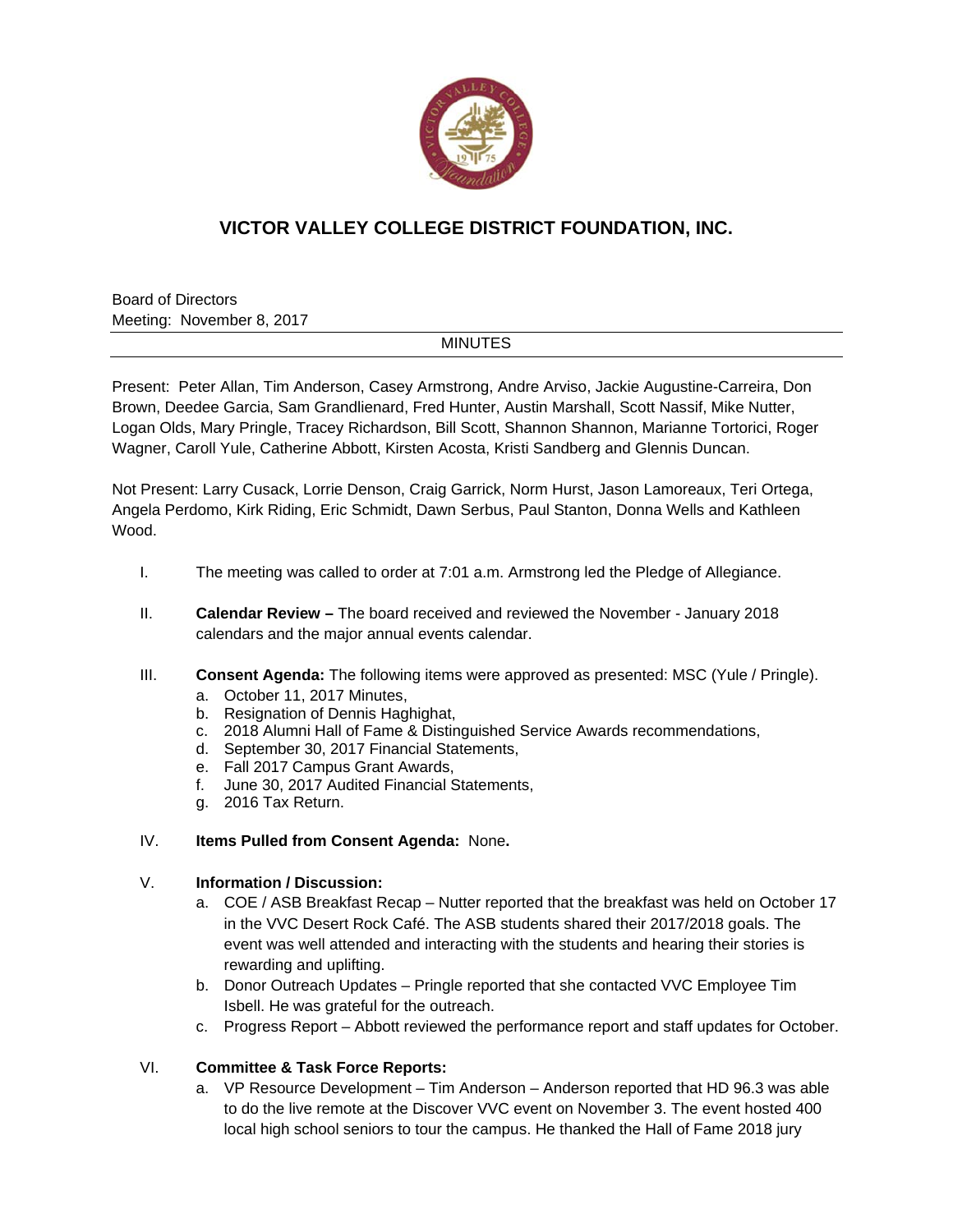# VICTOR VALLEY COLLEGE DISTRICT FOUNDATION, INC.

Board of Directors
Meeting: November 8, 2017

MINUTES

Present: Peter Allan, Tim Anderson, Casey Armstrong, Andre Arviso, Jackie Augustine-Carreira, Don Brown, Deedee Garcia, Sam Grandlienard, Fred Hunter, Austin Marshall, Scott Nassif, Mike Nutter, Logan Olds, Mary Pringle, Tracey Richardson, Bill Scott, Shannon Shannon, Marianne Tortorici, Roger Wagner, Caroll Yule, Catherine Abbott, Kirsten Acosta, Kristi Sandberg and Glennis Duncan.

Not Present: Larry Cusack, Lorrie Denson, Craig Garrick, Norm Hurst, Jason Lamoreaux, Teri Ortega, Angela Perdomo, Kirk Riding, Eric Schmidt, Dawn Serbus, Paul Stanton, Donna Wells and Kathleen Wood.

I. The meeting was called to order at 7:01 a.m. Armstrong led the Pledge of Allegiance.

II. **Calendar Review –** The board received and reviewed the November - January 2018 calendars and the major annual events calendar.

III. **Consent Agenda:** The following items were approved as presented: MSC (Yule / Pringle).
   a. October 11, 2017 Minutes,
   b. Resignation of Dennis Haghighat,
   c. 2018 Alumni Hall of Fame & Distinguished Service Awards recommendations,
   d. September 30, 2017 Financial Statements,
   e. Fall 2017 Campus Grant Awards,
   f. June 30, 2017 Audited Financial Statements,
   g. 2016 Tax Return.

IV. **Items Pulled from Consent Agenda:** None**.**

V. **Information / Discussion:**
   a. COE / ASB Breakfast Recap – Nutter reported that the breakfast was held on October 17 in the VVC Desert Rock Café. The ASB students shared their 2017/2018 goals. The event was well attended and interacting with the students and hearing their stories is rewarding and uplifting.
   b. Donor Outreach Updates – Pringle reported that she contacted VVC Employee Tim Isbell. He was grateful for the outreach.
   c. Progress Report – Abbott reviewed the performance report and staff updates for October.

VI. **Committee & Task Force Reports:**
   a. VP Resource Development – Tim Anderson – Anderson reported that HD 96.3 was able to do the live remote at the Discover VVC event on November 3. The event hosted 400 local high school seniors to tour the campus. He thanked the Hall of Fame 2018 jury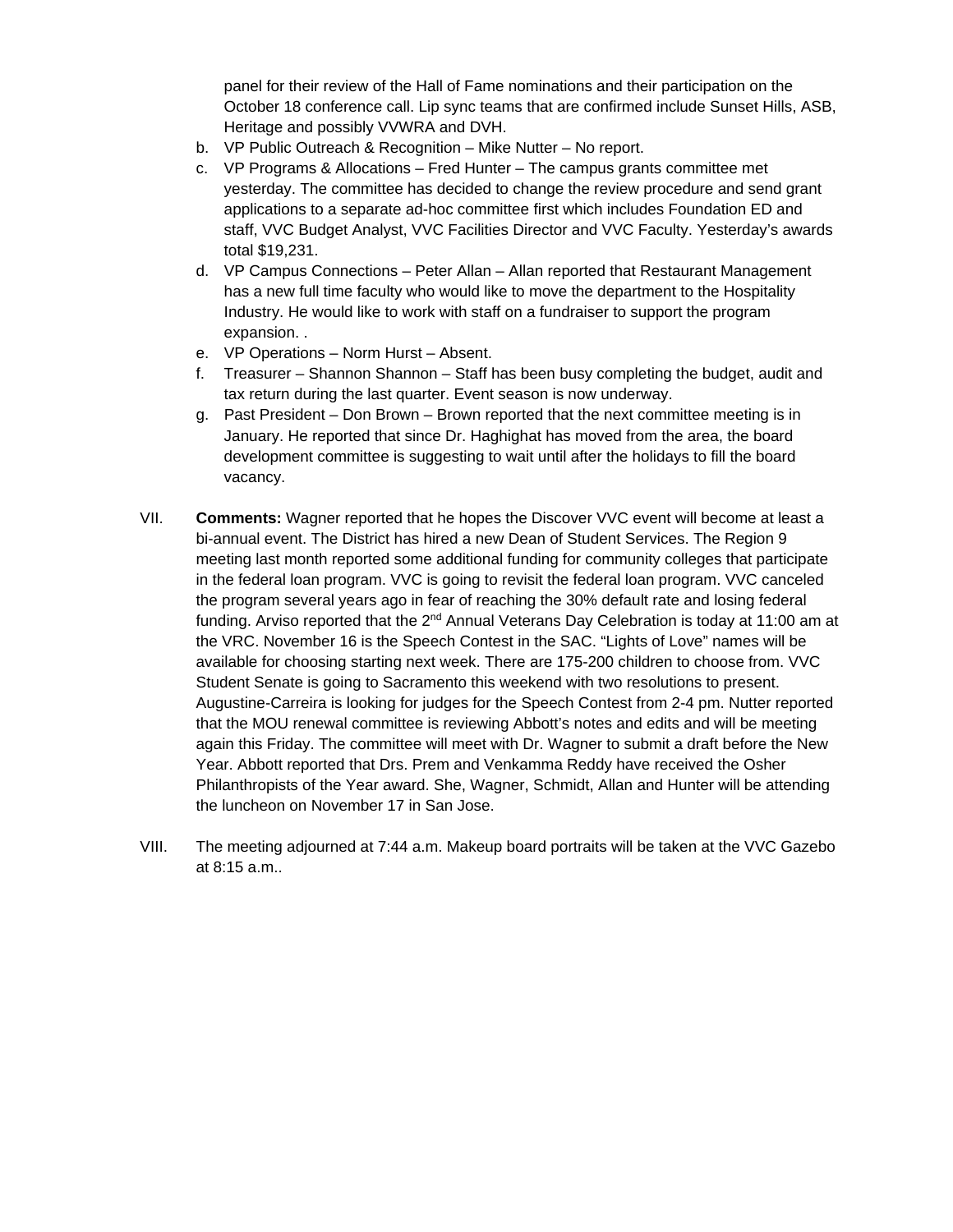panel for their review of the Hall of Fame nominations and their participation on the October 18 conference call. Lip sync teams that are confirmed include Sunset Hills, ASB, Heritage and possibly VVWRA and DVH.

b. VP Public Outreach & Recognition – Mike Nutter – No report.
c. VP Programs & Allocations – Fred Hunter – The campus grants committee met yesterday. The committee has decided to change the review procedure and send grant applications to a separate ad-hoc committee first which includes Foundation ED and staff, VVC Budget Analyst, VVC Facilities Director and VVC Faculty. Yesterday's awards total $19,231.
d. VP Campus Connections – Peter Allan – Allan reported that Restaurant Management has a new full time faculty who would like to move the department to the Hospitality Industry. He would like to work with staff on a fundraiser to support the program expansion. .
e. VP Operations – Norm Hurst – Absent.
f. Treasurer – Shannon Shannon – Staff has been busy completing the budget, audit and tax return during the last quarter. Event season is now underway.
g. Past President – Don Brown – Brown reported that the next committee meeting is in January. He reported that since Dr. Haghighat has moved from the area, the board development committee is suggesting to wait until after the holidays to fill the board vacancy.

VII. **Comments:** Wagner reported that he hopes the Discover VVC event will become at least a bi-annual event. The District has hired a new Dean of Student Services. The Region 9 meeting last month reported some additional funding for community colleges that participate in the federal loan program. VVC is going to revisit the federal loan program. VVC canceled the program several years ago in fear of reaching the 30% default rate and losing federal funding. Arviso reported that the 2nd Annual Veterans Day Celebration is today at 11:00 am at the VRC. November 16 is the Speech Contest in the SAC. "Lights of Love" names will be available for choosing starting next week. There are 175-200 children to choose from. VVC Student Senate is going to Sacramento this weekend with two resolutions to present. Augustine-Carreira is looking for judges for the Speech Contest from 2-4 pm. Nutter reported that the MOU renewal committee is reviewing Abbott's notes and edits and will be meeting again this Friday. The committee will meet with Dr. Wagner to submit a draft before the New Year. Abbott reported that Drs. Prem and Venkamma Reddy have received the Osher Philanthropists of the Year award. She, Wagner, Schmidt, Allan and Hunter will be attending the luncheon on November 17 in San Jose.

VIII. The meeting adjourned at 7:44 a.m. Makeup board portraits will be taken at the VVC Gazebo at 8:15 a.m..